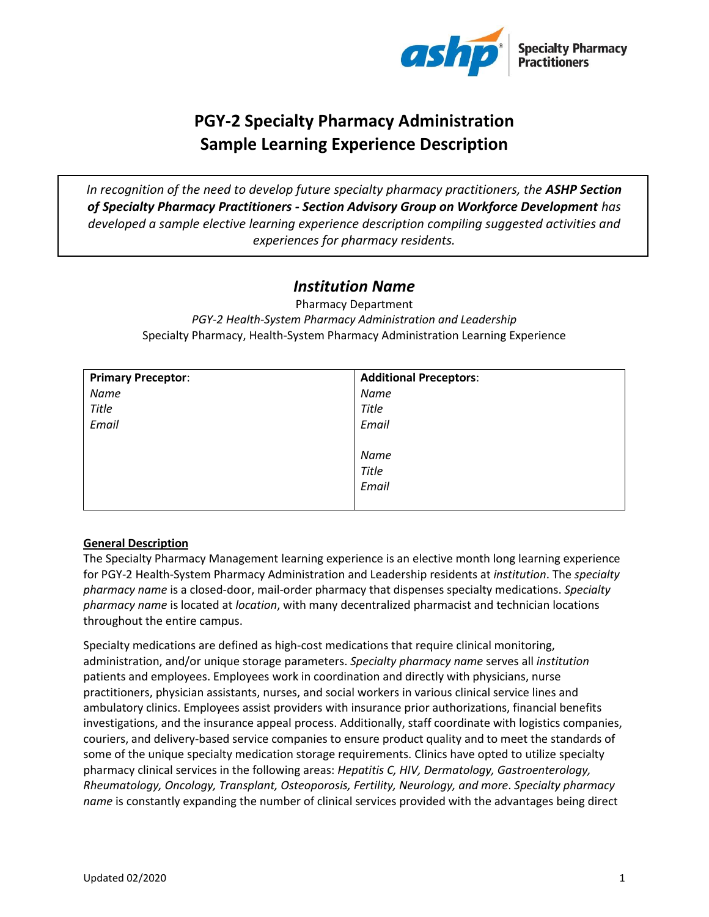# PGY-2 Specialty Pharmacy Administration Sample Learning Experience Description

*In recognition of the need to develop future specialty pharmacy practitioners, the **ASHP Section of Specialty Pharmacy Practitioners - Section Advisory Group on Workforce Development** has developed a sample elective learning experience description compiling suggested activities and experiences for pharmacy residents.*

## *Institution Name*

Pharmacy Department

*PGY-2 Health-System Pharmacy Administration and Leadership*

Specialty Pharmacy, Health-System Pharmacy Administration Learning Experience

| **Primary Preceptor**: | **Additional Preceptors**: |
|---|---|
| *Name*<br>*Title*<br>*Email* | *Name*<br>*Title*<br>*Email*<br><br>*Name*<br>*Title*<br>*Email* |

**General Description**

The Specialty Pharmacy Management learning experience is an elective month long learning experience for PGY-2 Health-System Pharmacy Administration and Leadership residents at *institution*. The *specialty pharmacy name* is a closed-door, mail-order pharmacy that dispenses specialty medications. *Specialty pharmacy name* is located at *location*, with many decentralized pharmacist and technician locations throughout the entire campus.

Specialty medications are defined as high-cost medications that require clinical monitoring, administration, and/or unique storage parameters. *Specialty pharmacy name* serves all *institution* patients and employees. Employees work in coordination and directly with physicians, nurse practitioners, physician assistants, nurses, and social workers in various clinical service lines and ambulatory clinics. Employees assist providers with insurance prior authorizations, financial benefits investigations, and the insurance appeal process. Additionally, staff coordinate with logistics companies, couriers, and delivery-based service companies to ensure product quality and to meet the standards of some of the unique specialty medication storage requirements. Clinics have opted to utilize specialty pharmacy clinical services in the following areas: *Hepatitis C, HIV, Dermatology, Gastroenterology, Rheumatology, Oncology, Transplant, Osteoporosis, Fertility, Neurology, and more*. *Specialty pharmacy name* is constantly expanding the number of clinical services provided with the advantages being direct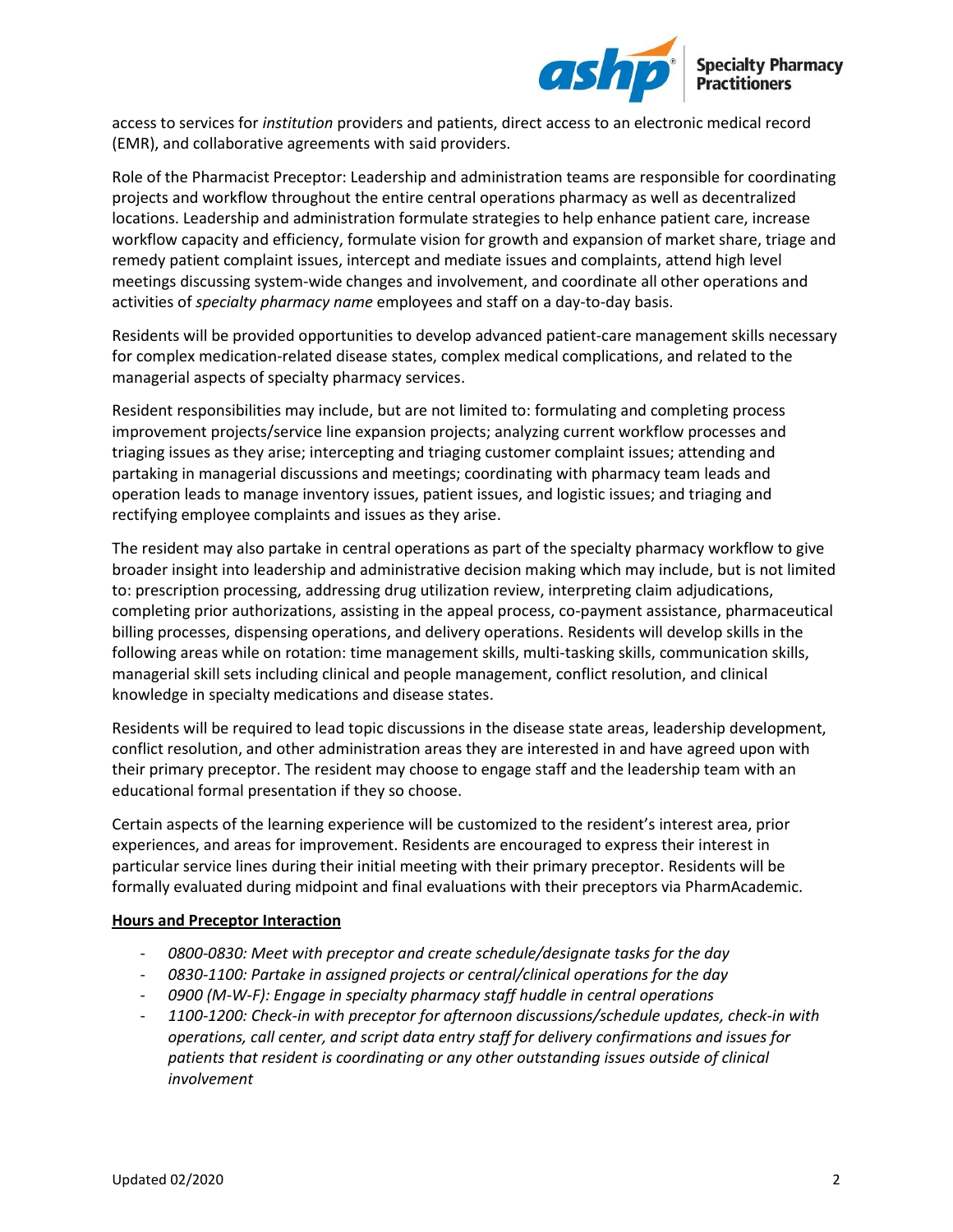access to services for *institution* providers and patients, direct access to an electronic medical record (EMR), and collaborative agreements with said providers.

Role of the Pharmacist Preceptor: Leadership and administration teams are responsible for coordinating projects and workflow throughout the entire central operations pharmacy as well as decentralized locations. Leadership and administration formulate strategies to help enhance patient care, increase workflow capacity and efficiency, formulate vision for growth and expansion of market share, triage and remedy patient complaint issues, intercept and mediate issues and complaints, attend high level meetings discussing system-wide changes and involvement, and coordinate all other operations and activities of *specialty pharmacy name* employees and staff on a day-to-day basis.

Residents will be provided opportunities to develop advanced patient-care management skills necessary for complex medication-related disease states, complex medical complications, and related to the managerial aspects of specialty pharmacy services.

Resident responsibilities may include, but are not limited to: formulating and completing process improvement projects/service line expansion projects; analyzing current workflow processes and triaging issues as they arise; intercepting and triaging customer complaint issues; attending and partaking in managerial discussions and meetings; coordinating with pharmacy team leads and operation leads to manage inventory issues, patient issues, and logistic issues; and triaging and rectifying employee complaints and issues as they arise.

The resident may also partake in central operations as part of the specialty pharmacy workflow to give broader insight into leadership and administrative decision making which may include, but is not limited to: prescription processing, addressing drug utilization review, interpreting claim adjudications, completing prior authorizations, assisting in the appeal process, co-payment assistance, pharmaceutical billing processes, dispensing operations, and delivery operations. Residents will develop skills in the following areas while on rotation: time management skills, multi-tasking skills, communication skills, managerial skill sets including clinical and people management, conflict resolution, and clinical knowledge in specialty medications and disease states.

Residents will be required to lead topic discussions in the disease state areas, leadership development, conflict resolution, and other administration areas they are interested in and have agreed upon with their primary preceptor. The resident may choose to engage staff and the leadership team with an educational formal presentation if they so choose.

Certain aspects of the learning experience will be customized to the resident's interest area, prior experiences, and areas for improvement. Residents are encouraged to express their interest in particular service lines during their initial meeting with their primary preceptor. Residents will be formally evaluated during midpoint and final evaluations with their preceptors via PharmAcademic.

**Hours and Preceptor Interaction**

- *0800-0830: Meet with preceptor and create schedule/designate tasks for the day*
- *0830-1100: Partake in assigned projects or central/clinical operations for the day*
- *0900 (M-W-F): Engage in specialty pharmacy staff huddle in central operations*
- *1100-1200: Check-in with preceptor for afternoon discussions/schedule updates, check-in with operations, call center, and script data entry staff for delivery confirmations and issues for patients that resident is coordinating or any other outstanding issues outside of clinical involvement*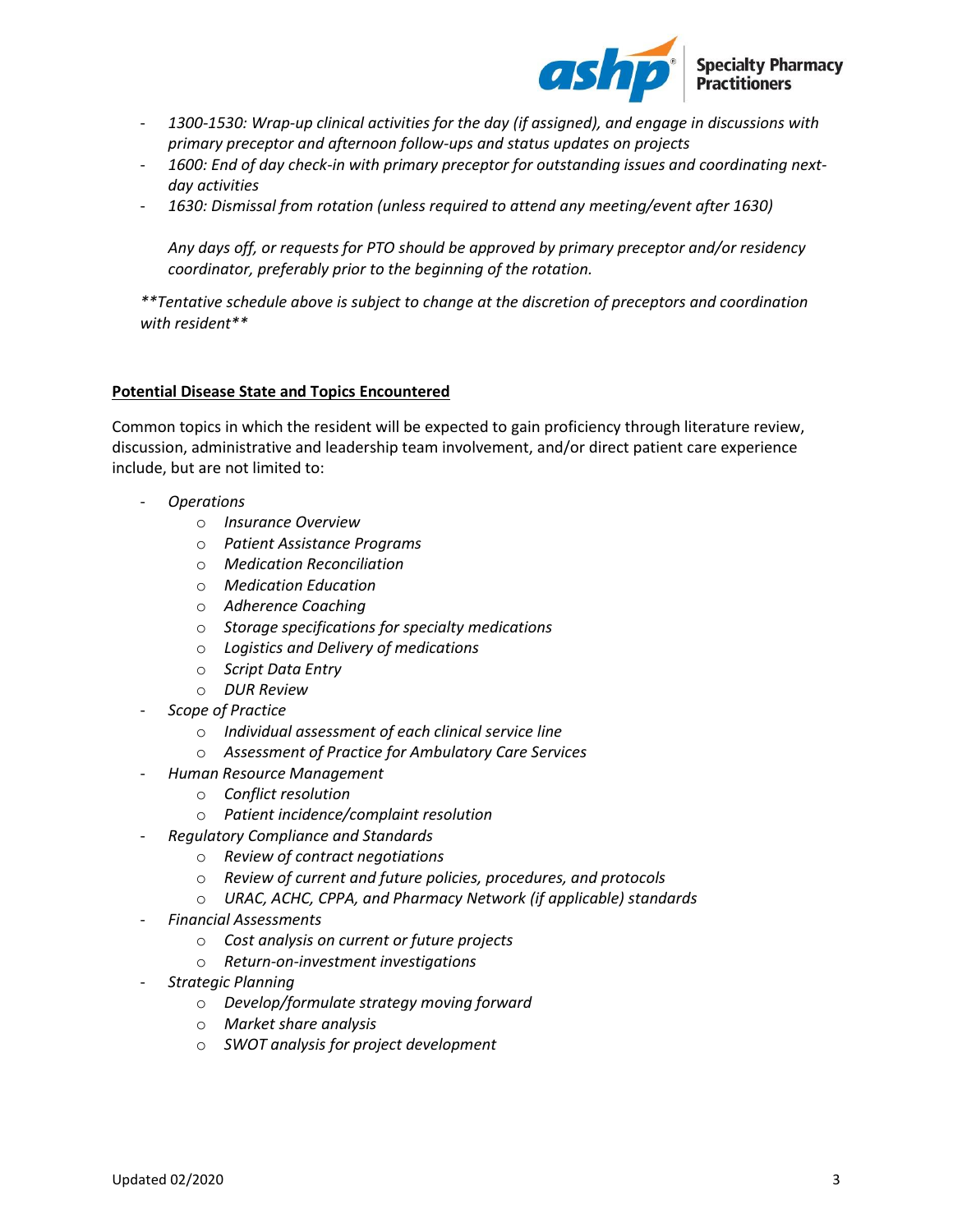- *1300-1530: Wrap-up clinical activities for the day (if assigned), and engage in discussions with primary preceptor and afternoon follow-ups and status updates on projects*
- *1600: End of day check-in with primary preceptor for outstanding issues and coordinating next-day activities*
- *1630: Dismissal from rotation (unless required to attend any meeting/event after 1630)*

  *Any days off, or requests for PTO should be approved by primary preceptor and/or residency coordinator, preferably prior to the beginning of the rotation.*

***Tentative schedule above is subject to change at the discretion of preceptors and coordination with resident***

**<u>Potential Disease State and Topics Encountered</u>**

Common topics in which the resident will be expected to gain proficiency through literature review, discussion, administrative and leadership team involvement, and/or direct patient care experience include, but are not limited to:

- *Operations*
    - *Insurance Overview*
    - *Patient Assistance Programs*
    - *Medication Reconciliation*
    - *Medication Education*
    - *Adherence Coaching*
    - *Storage specifications for specialty medications*
    - *Logistics and Delivery of medications*
    - *Script Data Entry*
    - *DUR Review*
- *Scope of Practice*
    - *Individual assessment of each clinical service line*
    - *Assessment of Practice for Ambulatory Care Services*
- *Human Resource Management*
    - *Conflict resolution*
    - *Patient incidence/complaint resolution*
- *Regulatory Compliance and Standards*
    - *Review of contract negotiations*
    - *Review of current and future policies, procedures, and protocols*
    - *URAC, ACHC, CPPA, and Pharmacy Network (if applicable) standards*
- *Financial Assessments*
    - *Cost analysis on current or future projects*
    - *Return-on-investment investigations*
- *Strategic Planning*
    - *Develop/formulate strategy moving forward*
    - *Market share analysis*
    - *SWOT analysis for project development*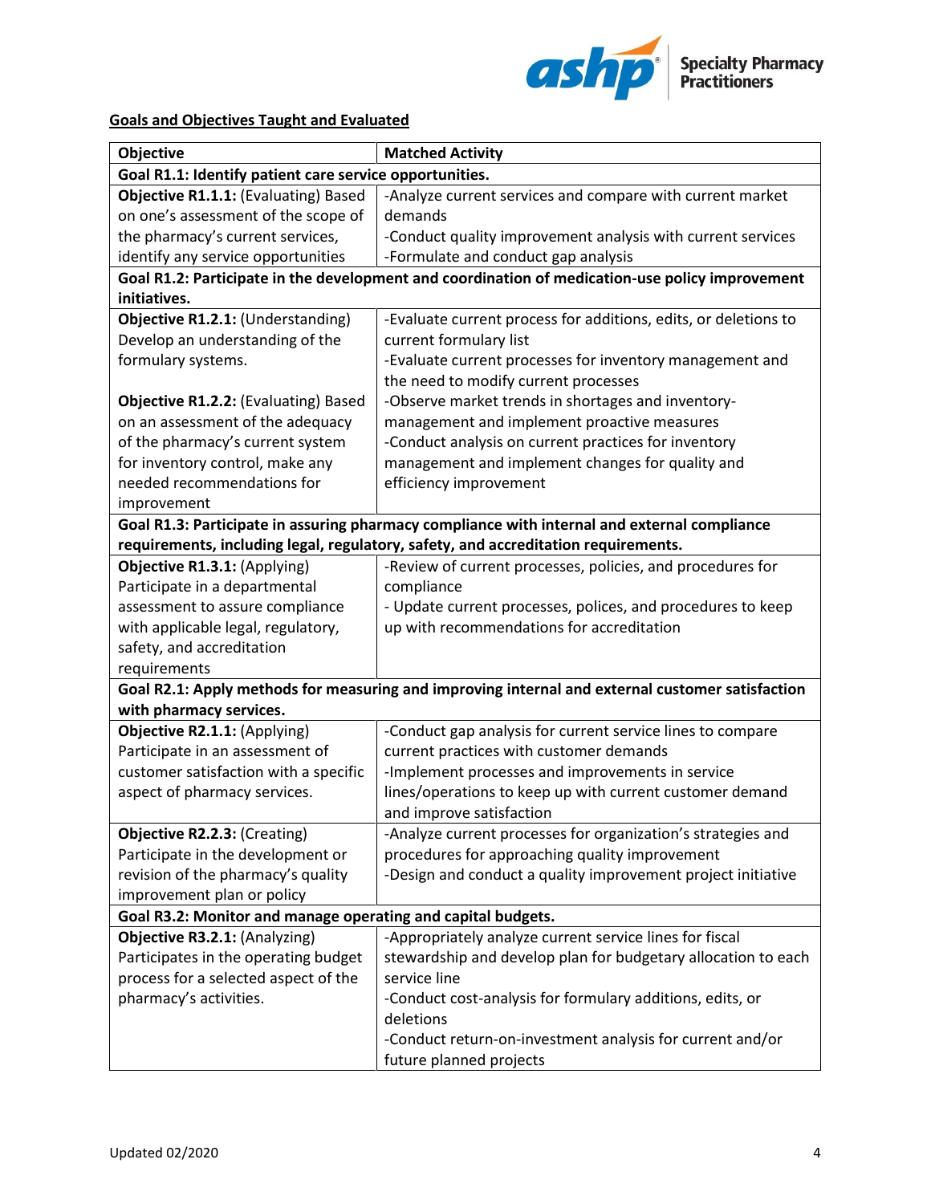**Goals and Objectives Taught and Evaluated**

| Objective | Matched Activity |
| --- | --- |
| **Goal R1.1: Identify patient care service opportunities.** | |
| **Objective R1.1.1:** (Evaluating) Based on one's assessment of the scope of the pharmacy's current services, identify any service opportunities | -Analyze current services and compare with current market demands<br>-Conduct quality improvement analysis with current services<br>-Formulate and conduct gap analysis |
| **Goal R1.2: Participate in the development and coordination of medication-use policy improvement initiatives.** | |
| **Objective R1.2.1:** (Understanding) Develop an understanding of the formulary systems.<br><br>**Objective R1.2.2:** (Evaluating) Based on an assessment of the adequacy of the pharmacy's current system for inventory control, make any needed recommendations for improvement | -Evaluate current process for additions, edits, or deletions to current formulary list<br>-Evaluate current processes for inventory management and the need to modify current processes<br>-Observe market trends in shortages and inventory-management and implement proactive measures<br>-Conduct analysis on current practices for inventory management and implement changes for quality and efficiency improvement |
| **Goal R1.3: Participate in assuring pharmacy compliance with internal and external compliance requirements, including legal, regulatory, safety, and accreditation requirements.** | |
| **Objective R1.3.1:** (Applying) Participate in a departmental assessment to assure compliance with applicable legal, regulatory, safety, and accreditation requirements | -Review of current processes, policies, and procedures for compliance<br>- Update current processes, polices, and procedures to keep up with recommendations for accreditation |
| **Goal R2.1: Apply methods for measuring and improving internal and external customer satisfaction with pharmacy services.** | |
| **Objective R2.1.1:** (Applying) Participate in an assessment of customer satisfaction with a specific aspect of pharmacy services. | -Conduct gap analysis for current service lines to compare current practices with customer demands<br>-Implement processes and improvements in service lines/operations to keep up with current customer demand and improve satisfaction |
| **Objective R2.2.3:** (Creating) Participate in the development or revision of the pharmacy's quality improvement plan or policy | -Analyze current processes for organization's strategies and procedures for approaching quality improvement<br>-Design and conduct a quality improvement project initiative |
| **Goal R3.2: Monitor and manage operating and capital budgets.** | |
| **Objective R3.2.1:** (Analyzing) Participates in the operating budget process for a selected aspect of the pharmacy's activities. | -Appropriately analyze current service lines for fiscal stewardship and develop plan for budgetary allocation to each service line<br>-Conduct cost-analysis for formulary additions, edits, or deletions<br>-Conduct return-on-investment analysis for current and/or future planned projects |

Updated 02/2020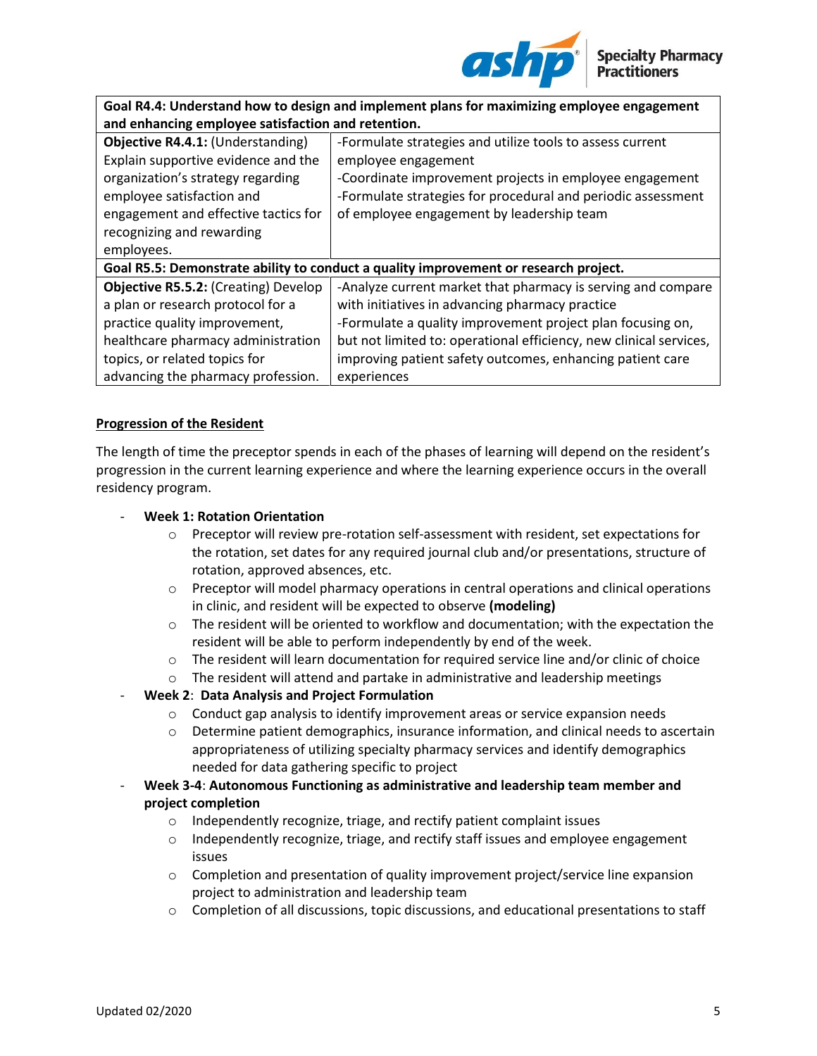| Goal R4.4: Understand how to design and implement plans for maximizing employee engagement and enhancing employee satisfaction and retention. | |
|---|---|
| **Objective R4.4.1:** (Understanding) Explain supportive evidence and the organization's strategy regarding employee satisfaction and engagement and effective tactics for recognizing and rewarding employees. | -Formulate strategies and utilize tools to assess current employee engagement<br>-Coordinate improvement projects in employee engagement<br>-Formulate strategies for procedural and periodic assessment of employee engagement by leadership team |
| **Goal R5.5: Demonstrate ability to conduct a quality improvement or research project.** | |
| **Objective R5.5.2:** (Creating) Develop a plan or research protocol for a practice quality improvement, healthcare pharmacy administration topics, or related topics for advancing the pharmacy profession. | -Analyze current market that pharmacy is serving and compare with initiatives in advancing pharmacy practice<br>-Formulate a quality improvement project plan focusing on, but not limited to: operational efficiency, new clinical services, improving patient safety outcomes, enhancing patient care experiences |

**Progression of the Resident**

The length of time the preceptor spends in each of the phases of learning will depend on the resident's progression in the current learning experience and where the learning experience occurs in the overall residency program.

- **Week 1: Rotation Orientation**
    - Preceptor will review pre-rotation self-assessment with resident, set expectations for the rotation, set dates for any required journal club and/or presentations, structure of rotation, approved absences, etc.
    - Preceptor will model pharmacy operations in central operations and clinical operations in clinic, and resident will be expected to observe **(modeling)**
    - The resident will be oriented to workflow and documentation; with the expectation the resident will be able to perform independently by end of the week.
    - The resident will learn documentation for required service line and/or clinic of choice
    - The resident will attend and partake in administrative and leadership meetings
- **Week 2**: **Data Analysis and Project Formulation**
    - Conduct gap analysis to identify improvement areas or service expansion needs
    - Determine patient demographics, insurance information, and clinical needs to ascertain appropriateness of utilizing specialty pharmacy services and identify demographics needed for data gathering specific to project
- **Week 3-4**: **Autonomous Functioning as administrative and leadership team member and project completion**
    - Independently recognize, triage, and rectify patient complaint issues
    - Independently recognize, triage, and rectify staff issues and employee engagement issues
    - Completion and presentation of quality improvement project/service line expansion project to administration and leadership team
    - Completion of all discussions, topic discussions, and educational presentations to staff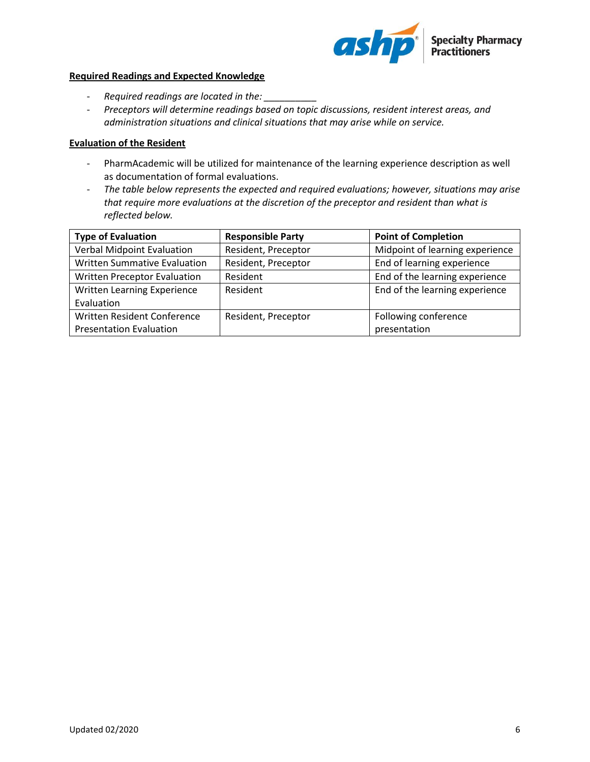**Required Readings and Expected Knowledge**

- *Required readings are located in the: __________*
- *Preceptors will determine readings based on topic discussions, resident interest areas, and administration situations and clinical situations that may arise while on service.*

**Evaluation of the Resident**

- PharmAcademic will be utilized for maintenance of the learning experience description as well as documentation of formal evaluations.
- *The table below represents the expected and required evaluations; however, situations may arise that require more evaluations at the discretion of the preceptor and resident than what is reflected below.*

| Type of Evaluation | Responsible Party | Point of Completion |
|---|---|---|
| Verbal Midpoint Evaluation | Resident, Preceptor | Midpoint of learning experience |
| Written Summative Evaluation | Resident, Preceptor | End of learning experience |
| Written Preceptor Evaluation | Resident | End of the learning experience |
| Written Learning Experience Evaluation | Resident | End of the learning experience |
| Written Resident Conference Presentation Evaluation | Resident, Preceptor | Following conference presentation |

Updated 02/2020